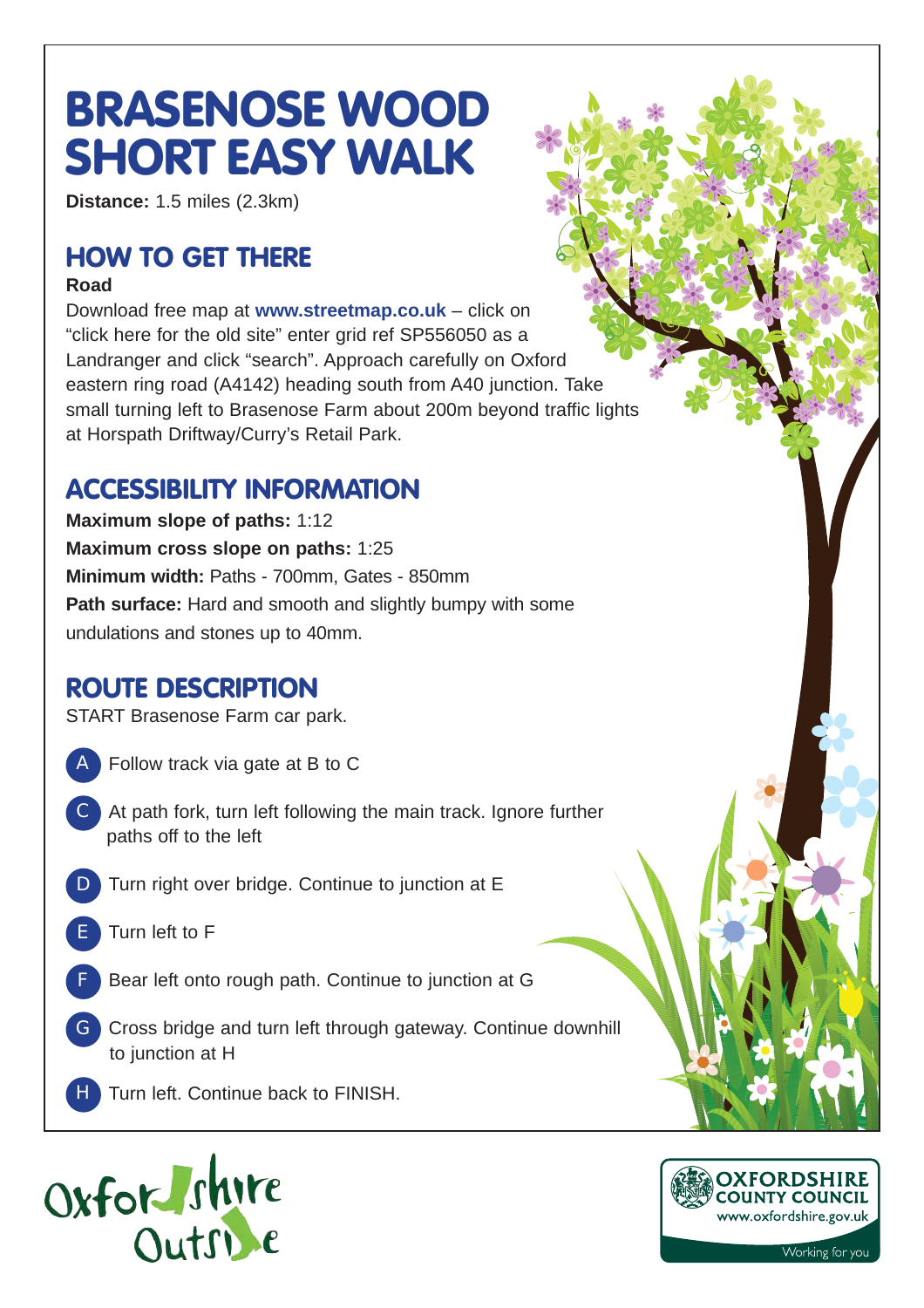# BRASENOSE WOOD SHORT EASY WALK

**Distance:** 1.5 miles (2.3km)

## HOW TO GET THERE

**Road**

Download free map at **www.streetmap.co.uk** – click on "click here for the old site" enter grid ref SP556050 as a Landranger and click "search". Approach carefully on Oxford eastern ring road (A4142) heading south from A40 junction. Take small turning left to Brasenose Farm about 200m beyond traffic lights at Horspath Driftway/Curry's Retail Park.

## ACCESSIBILITY INFORMATION

**Maximum slope of paths:** 1:12
**Maximum cross slope on paths:** 1:25
**Minimum width:** Paths - 700mm, Gates - 850mm
**Path surface:** Hard and smooth and slightly bumpy with some undulations and stones up to 40mm.

## ROUTE DESCRIPTION

START Brasenose Farm car park.

- **A** Follow track via gate at B to C
- **C** At path fork, turn left following the main track. Ignore further paths off to the left
- **D** Turn right over bridge. Continue to junction at E
- **E** Turn left to F
- **F** Bear left onto rough path. Continue to junction at G
- **G** Cross bridge and turn left through gateway. Continue downhill to junction at H
- **H** Turn left. Continue back to FINISH.

Oxfordshire Outside

OXFORDSHIRE COUNTY COUNCIL
www.oxfordshire.gov.uk
Working for you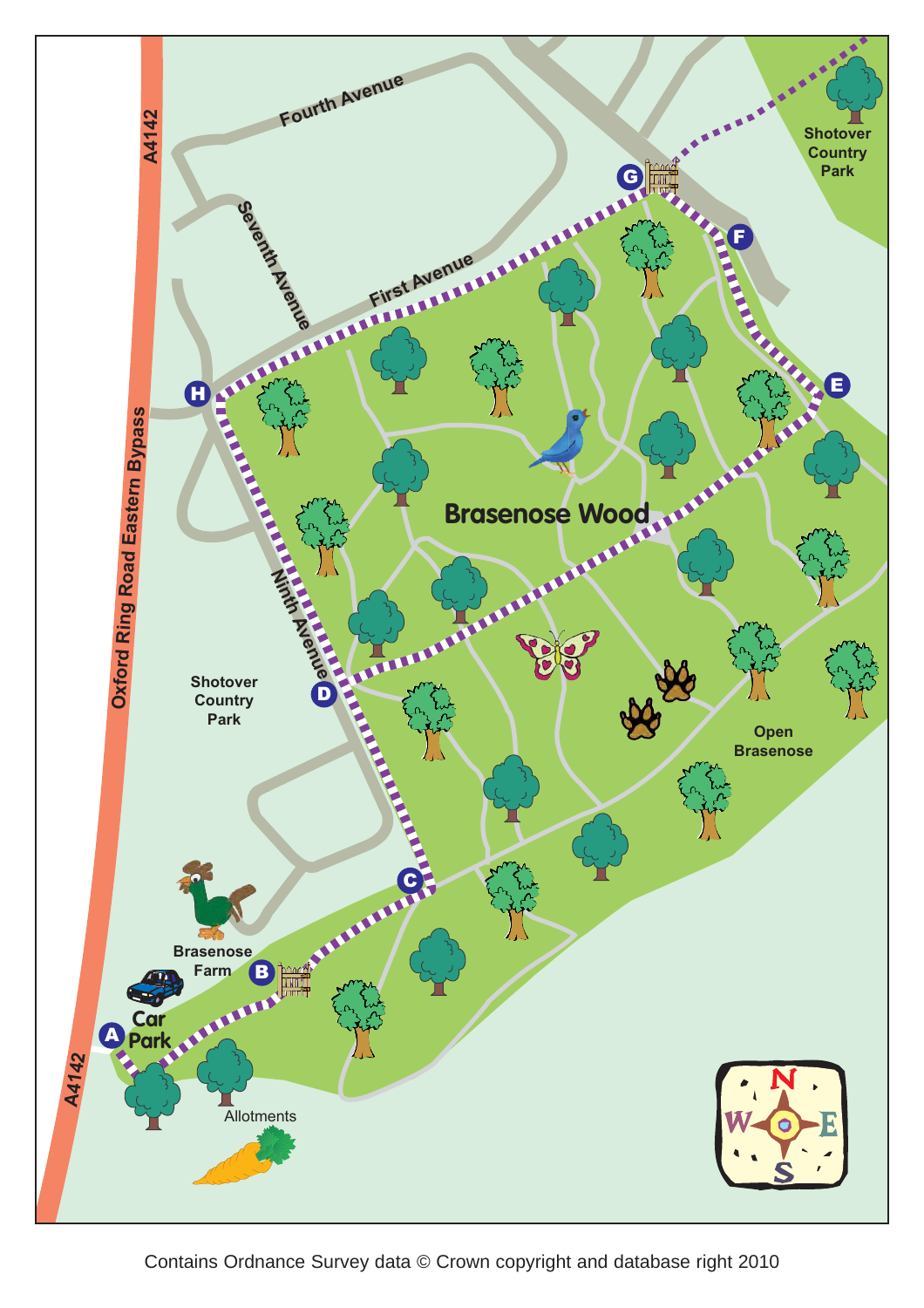Fourth Avenue

A4142

Seventh Avenue

First Avenue

Shotover Country Park

G

F

E

H

Brasenose Wood

Oxford Ring Road Eastern Bypass

Ninth Avenue

D

Shotover Country Park

Open Brasenose

C

Brasenose Farm

B

Car Park

A

A4142

Allotments

N

W

E

S

Contains Ordnance Survey data © Crown copyright and database right 2010